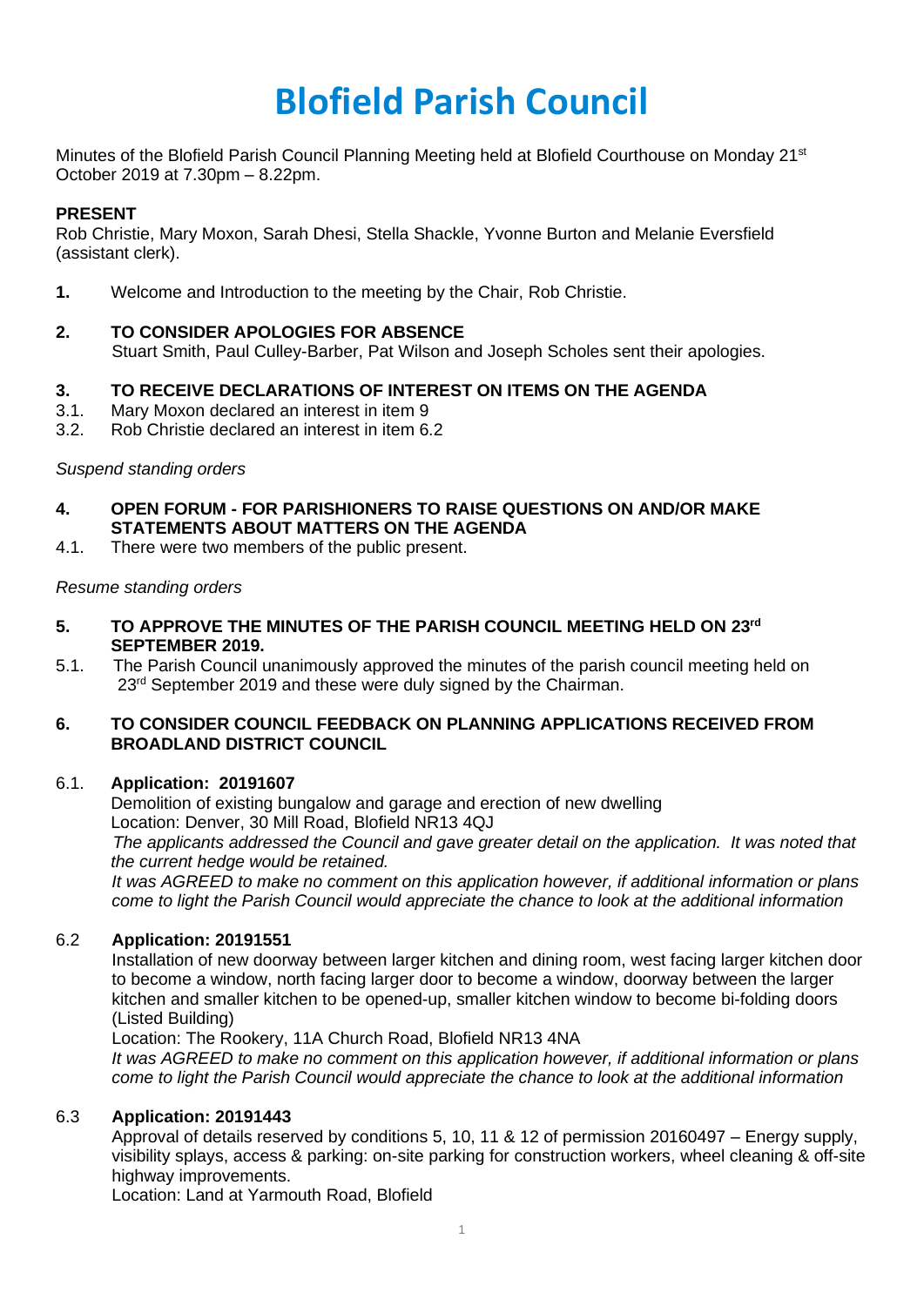# Blofield Parish Council

Minutes of the Blofield Parish Council Planning Meeting held at Blofield Courthouse on Monday 21st October 2019 at 7.30pm – 8.22pm.

**PRESENT**

Rob Christie, Mary Moxon, Sarah Dhesi, Stella Shackle, Yvonne Burton and Melanie Eversfield (assistant clerk).

**1.** Welcome and Introduction to the meeting by the Chair, Rob Christie.

**2. TO CONSIDER APOLOGIES FOR ABSENCE**

Stuart Smith, Paul Culley-Barber, Pat Wilson and Joseph Scholes sent their apologies.

**3. TO RECEIVE DECLARATIONS OF INTEREST ON ITEMS ON THE AGENDA**

3.1. Mary Moxon declared an interest in item 9

3.2. Rob Christie declared an interest in item 6.2

*Suspend standing orders*

**4. OPEN FORUM - FOR PARISHIONERS TO RAISE QUESTIONS ON AND/OR MAKE STATEMENTS ABOUT MATTERS ON THE AGENDA**

4.1. There were two members of the public present.

*Resume standing orders*

**5. TO APPROVE THE MINUTES OF THE PARISH COUNCIL MEETING HELD ON 23rd SEPTEMBER 2019.**

5.1. The Parish Council unanimously approved the minutes of the parish council meeting held on 23rd September 2019 and these were duly signed by the Chairman.

**6. TO CONSIDER COUNCIL FEEDBACK ON PLANNING APPLICATIONS RECEIVED FROM BROADLAND DISTRICT COUNCIL**

6.1. **Application: 20191607**

Demolition of existing bungalow and garage and erection of new dwelling

Location: Denver, 30 Mill Road, Blofield NR13 4QJ

*The applicants addressed the Council and gave greater detail on the application. It was noted that the current hedge would be retained.*

*It was AGREED to make no comment on this application however, if additional information or plans come to light the Parish Council would appreciate the chance to look at the additional information*

6.2 **Application: 20191551**

Installation of new doorway between larger kitchen and dining room, west facing larger kitchen door to become a window, north facing larger door to become a window, doorway between the larger kitchen and smaller kitchen to be opened-up, smaller kitchen window to become bi-folding doors (Listed Building)

Location: The Rookery, 11A Church Road, Blofield NR13 4NA

*It was AGREED to make no comment on this application however, if additional information or plans come to light the Parish Council would appreciate the chance to look at the additional information*

6.3 **Application: 20191443**

Approval of details reserved by conditions 5, 10, 11 & 12 of permission 20160497 – Energy supply, visibility splays, access & parking: on-site parking for construction workers, wheel cleaning & off-site highway improvements.

Location: Land at Yarmouth Road, Blofield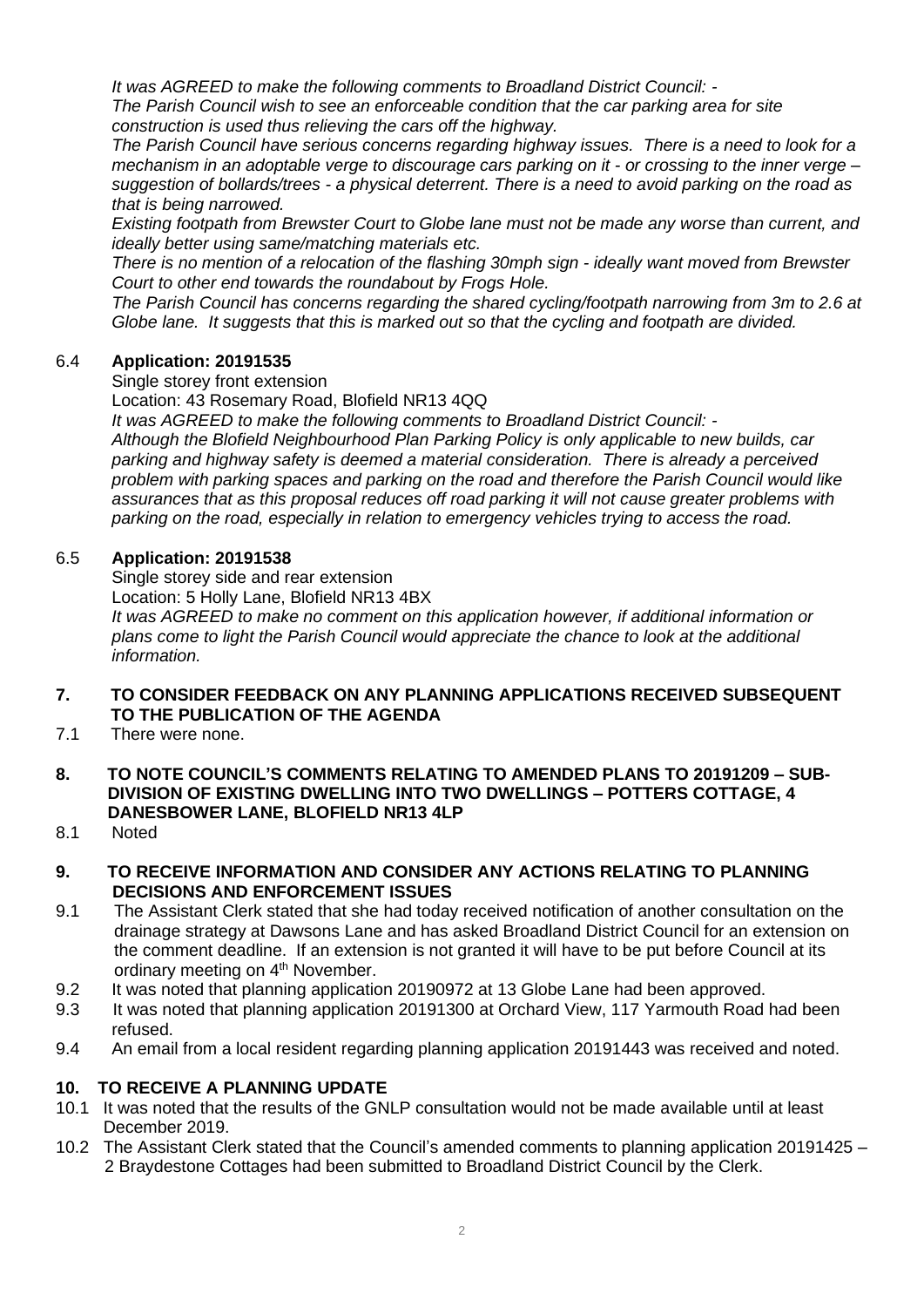*It was AGREED to make the following comments to Broadland District Council: -*
*The Parish Council wish to see an enforceable condition that the car parking area for site construction is used thus relieving the cars off the highway.*
*The Parish Council have serious concerns regarding highway issues. There is a need to look for a mechanism in an adoptable verge to discourage cars parking on it - or crossing to the inner verge – suggestion of bollards/trees - a physical deterrent. There is a need to avoid parking on the road as that is being narrowed.*
*Existing footpath from Brewster Court to Globe lane must not be made any worse than current, and ideally better using same/matching materials etc.*
*There is no mention of a relocation of the flashing 30mph sign - ideally want moved from Brewster Court to other end towards the roundabout by Frogs Hole.*
*The Parish Council has concerns regarding the shared cycling/footpath narrowing from 3m to 2.6 at Globe lane. It suggests that this is marked out so that the cycling and footpath are divided.*

6.4 **Application: 20191535**
Single storey front extension
Location: 43 Rosemary Road, Blofield NR13 4QQ
*It was AGREED to make the following comments to Broadland District Council: -*
*Although the Blofield Neighbourhood Plan Parking Policy is only applicable to new builds, car parking and highway safety is deemed a material consideration. There is already a perceived problem with parking spaces and parking on the road and therefore the Parish Council would like assurances that as this proposal reduces off road parking it will not cause greater problems with parking on the road, especially in relation to emergency vehicles trying to access the road.*

6.5 **Application: 20191538**
Single storey side and rear extension
Location: 5 Holly Lane, Blofield NR13 4BX
*It was AGREED to make no comment on this application however, if additional information or plans come to light the Parish Council would appreciate the chance to look at the additional information.*

**7. TO CONSIDER FEEDBACK ON ANY PLANNING APPLICATIONS RECEIVED SUBSEQUENT TO THE PUBLICATION OF THE AGENDA**

7.1 There were none.

**8. TO NOTE COUNCIL'S COMMENTS RELATING TO AMENDED PLANS TO 20191209 – SUB-DIVISION OF EXISTING DWELLING INTO TWO DWELLINGS – POTTERS COTTAGE, 4 DANESBOWER LANE, BLOFIELD NR13 4LP**

8.1 Noted

**9. TO RECEIVE INFORMATION AND CONSIDER ANY ACTIONS RELATING TO PLANNING DECISIONS AND ENFORCEMENT ISSUES**

9.1 The Assistant Clerk stated that she had today received notification of another consultation on the drainage strategy at Dawsons Lane and has asked Broadland District Council for an extension on the comment deadline. If an extension is not granted it will have to be put before Council at its ordinary meeting on 4th November.

9.2 It was noted that planning application 20190972 at 13 Globe Lane had been approved.

9.3 It was noted that planning application 20191300 at Orchard View, 117 Yarmouth Road had been refused.

9.4 An email from a local resident regarding planning application 20191443 was received and noted.

**10. TO RECEIVE A PLANNING UPDATE**

10.1 It was noted that the results of the GNLP consultation would not be made available until at least December 2019.

10.2 The Assistant Clerk stated that the Council's amended comments to planning application 20191425 – 2 Braydestone Cottages had been submitted to Broadland District Council by the Clerk.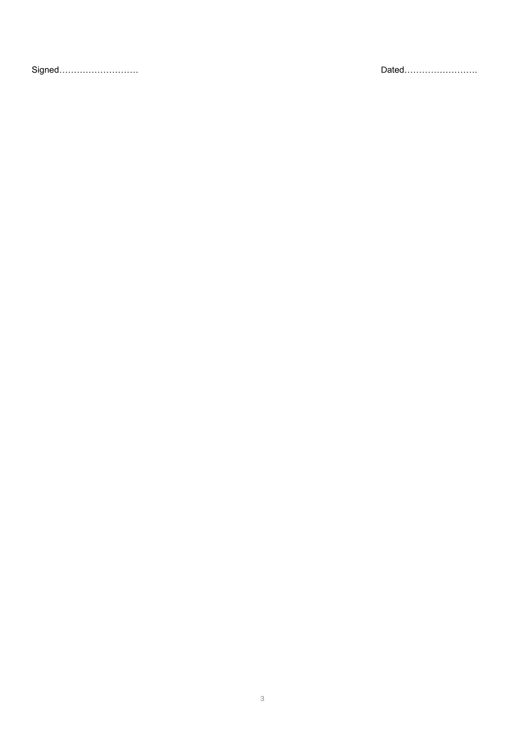Signed……………………… Dated…………………….